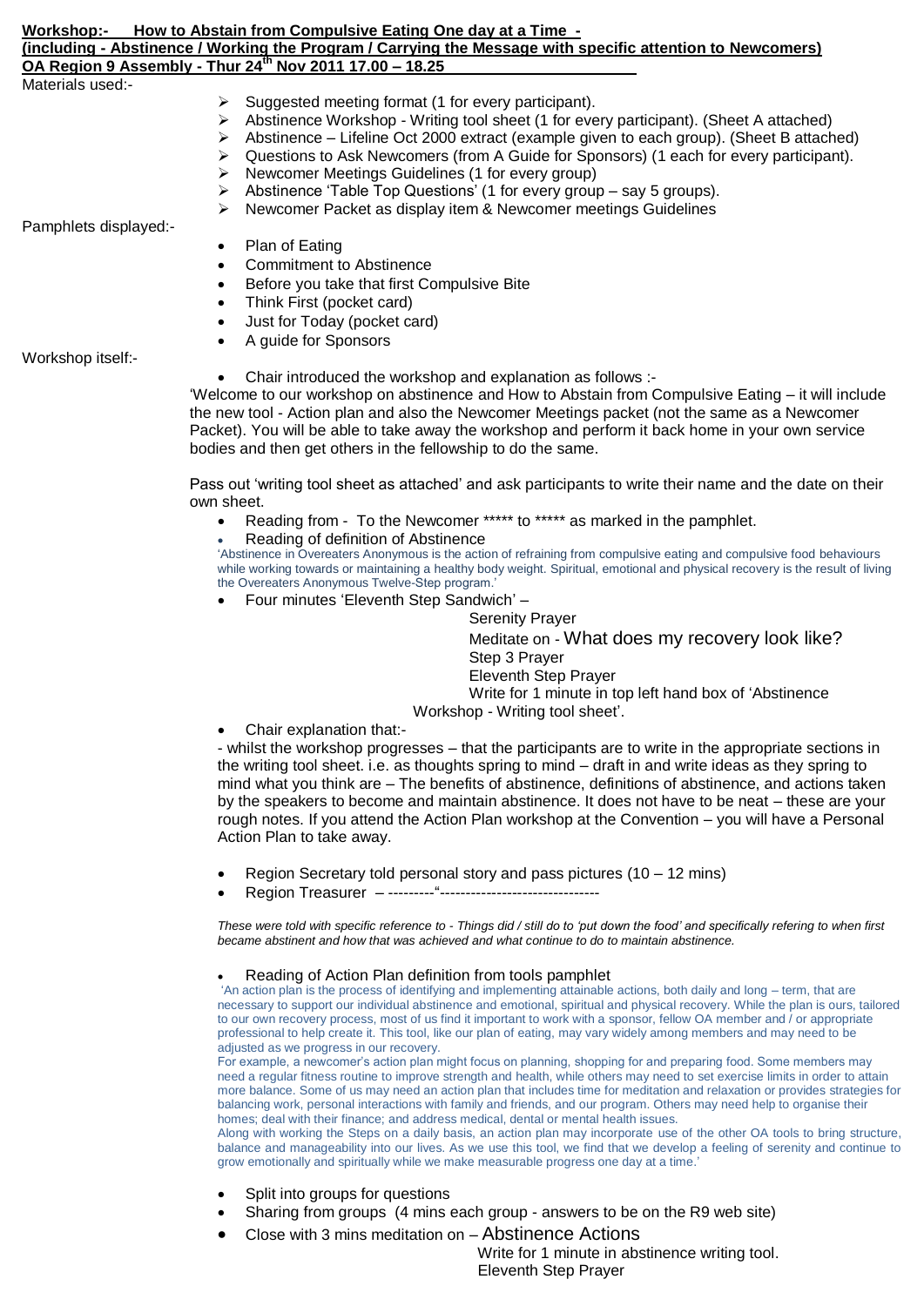**Workshop:- How to Abstain from Compulsive Eating One day at a Time -**
**(including - Abstinence / Working the Program / Carrying the Message with specific attention to Newcomers)**
**OA Region 9 Assembly - Thur 24th Nov 2011 17.00 – 18.25**

Materials used:-

- Suggested meeting format (1 for every participant).
- Abstinence Workshop - Writing tool sheet (1 for every participant). (Sheet A attached)
- Abstinence – Lifeline Oct 2000 extract (example given to each group). (Sheet B attached)
- Questions to Ask Newcomers (from A Guide for Sponsors) (1 each for every participant).
- Newcomer Meetings Guidelines (1 for every group)
- Abstinence 'Table Top Questions' (1 for every group – say 5 groups).
- Newcomer Packet as display item & Newcomer meetings Guidelines

Pamphlets displayed:-

- Plan of Eating
- Commitment to Abstinence
- Before you take that first Compulsive Bite
- Think First (pocket card)
- Just for Today (pocket card)
- A guide for Sponsors

Workshop itself:-

- Chair introduced the workshop and explanation as follows :-

'Welcome to our workshop on abstinence and How to Abstain from Compulsive Eating – it will include the new tool - Action plan and also the Newcomer Meetings packet (not the same as a Newcomer Packet). You will be able to take away the workshop and perform it back home in your own service bodies and then get others in the fellowship to do the same.

Pass out 'writing tool sheet as attached' and ask participants to write their name and the date on their own sheet.

- Reading from - To the Newcomer ***** to ***** as marked in the pamphlet.
- Reading of definition of Abstinence

'Abstinence in Overeaters Anonymous is the action of refraining from compulsive eating and compulsive food behaviours while working towards or maintaining a healthy body weight. Spiritual, emotional and physical recovery is the result of living the Overeaters Anonymous Twelve-Step program.'

- Four minutes 'Eleventh Step Sandwich' –

  Serenity Prayer
  Meditate on - What does my recovery look like?
  Step 3 Prayer
  Eleventh Step Prayer
  Write for 1 minute in top left hand box of 'Abstinence Workshop - Writing tool sheet'.

- Chair explanation that:-

  - whilst the workshop progresses – that the participants are to write in the appropriate sections in the writing tool sheet. i.e. as thoughts spring to mind – draft in and write ideas as they spring to mind what you think are – The benefits of abstinence, definitions of abstinence, and actions taken by the speakers to become and maintain abstinence. It does not have to be neat – these are your rough notes. If you attend the Action Plan workshop at the Convention – you will have a Personal Action Plan to take away.

- Region Secretary told personal story and pass pictures (10 – 12 mins)
- Region Treasurer – ---------"-------------------------------

*These were told with specific reference to - Things did / still do to 'put down the food' and specifically refering to when first became abstinent and how that was achieved and what continue to do to maintain abstinence.*

- Reading of Action Plan definition from tools pamphlet

'An action plan is the process of identifying and implementing attainable actions, both daily and long – term, that are necessary to support our individual abstinence and emotional, spiritual and physical recovery. While the plan is ours, tailored to our own recovery process, most of us find it important to work with a sponsor, fellow OA member and / or appropriate professional to help create it. This tool, like our plan of eating, may vary widely among members and may need to be adjusted as we progress in our recovery.

For example, a newcomer's action plan might focus on planning, shopping for and preparing food. Some members may need a regular fitness routine to improve strength and health, while others may need to set exercise limits in order to attain more balance. Some of us may need an action plan that includes time for meditation and relaxation or provides strategies for balancing work, personal interactions with family and friends, and our program. Others may need help to organise their homes; deal with their finance; and address medical, dental or mental health issues.

Along with working the Steps on a daily basis, an action plan may incorporate use of the other OA tools to bring structure, balance and manageability into our lives. As we use this tool, we find that we develop a feeling of serenity and continue to grow emotionally and spiritually while we make measurable progress one day at a time.'

- Split into groups for questions
- Sharing from groups (4 mins each group - answers to be on the R9 web site)
- Close with 3 mins meditation on – Abstinence Actions

  Write for 1 minute in abstinence writing tool.
  Eleventh Step Prayer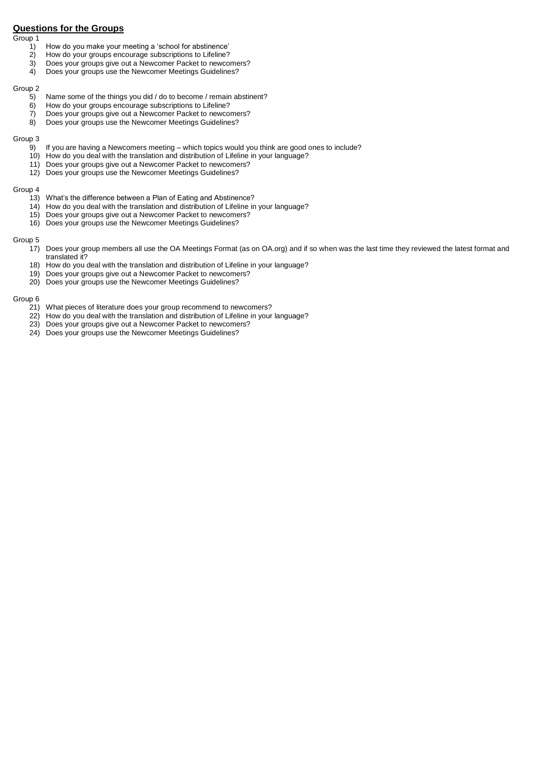## **Questions for the Groups**

Group 1

1) How do you make your meeting a 'school for abstinence'
2) How do your groups encourage subscriptions to Lifeline?
3) Does your groups give out a Newcomer Packet to newcomers?
4) Does your groups use the Newcomer Meetings Guidelines?

Group 2

5) Name some of the things you did / do to become / remain abstinent?
6) How do your groups encourage subscriptions to Lifeline?
7) Does your groups give out a Newcomer Packet to newcomers?
8) Does your groups use the Newcomer Meetings Guidelines?

Group 3

9) If you are having a Newcomers meeting – which topics would you think are good ones to include?
10) How do you deal with the translation and distribution of Lifeline in your language?
11) Does your groups give out a Newcomer Packet to newcomers?
12) Does your groups use the Newcomer Meetings Guidelines?

Group 4

13) What's the difference between a Plan of Eating and Abstinence?
14) How do you deal with the translation and distribution of Lifeline in your language?
15) Does your groups give out a Newcomer Packet to newcomers?
16) Does your groups use the Newcomer Meetings Guidelines?

Group 5

17) Does your group members all use the OA Meetings Format (as on OA.org) and if so when was the last time they reviewed the latest format and translated it?
18) How do you deal with the translation and distribution of Lifeline in your language?
19) Does your groups give out a Newcomer Packet to newcomers?
20) Does your groups use the Newcomer Meetings Guidelines?

Group 6

21) What pieces of literature does your group recommend to newcomers?
22) How do you deal with the translation and distribution of Lifeline in your language?
23) Does your groups give out a Newcomer Packet to newcomers?
24) Does your groups use the Newcomer Meetings Guidelines?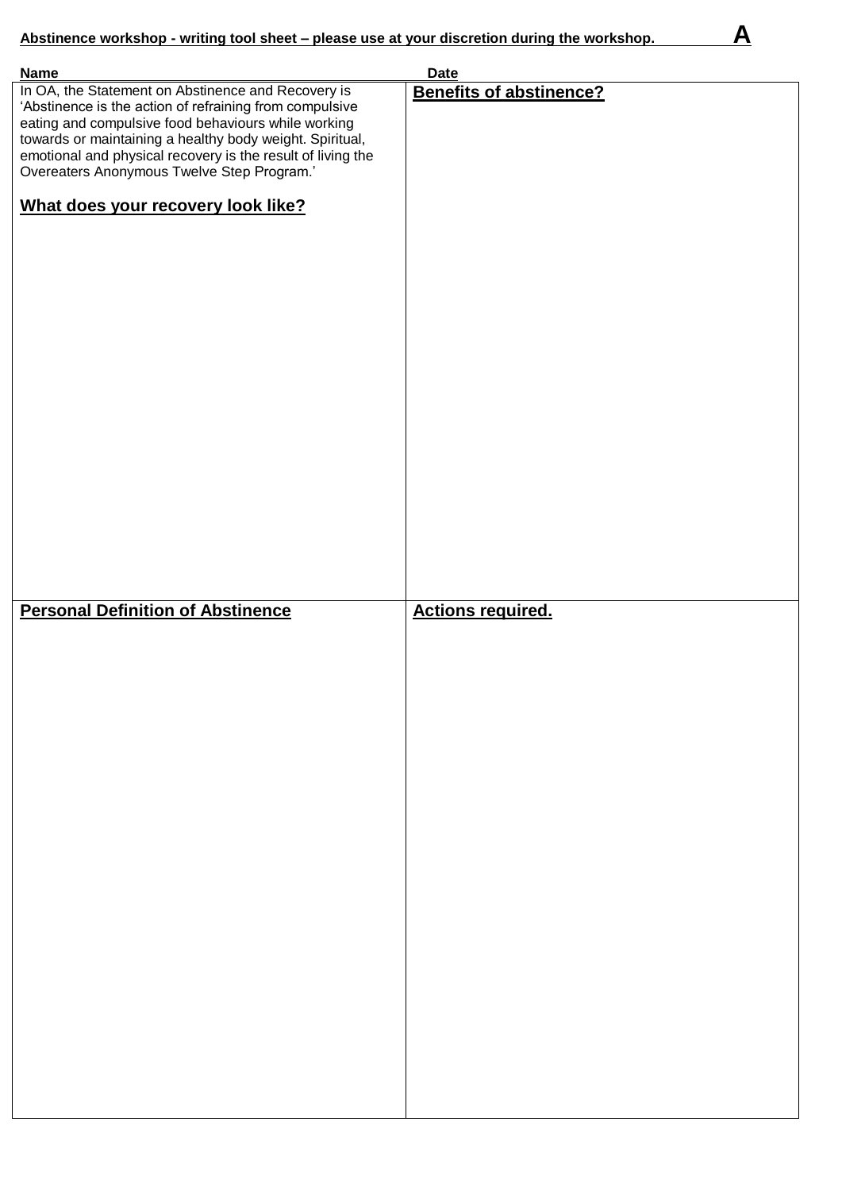**Abstinence workshop - writing tool sheet – please use at your discretion during the workshop.** **A**

**Name** **Date**

In OA, the Statement on Abstinence and Recovery is 'Abstinence is the action of refraining from compulsive eating and compulsive food behaviours while working towards or maintaining a healthy body weight. Spiritual, emotional and physical recovery is the result of living the Overeaters Anonymous Twelve Step Program.'

## What does your recovery look like?

## Benefits of abstinence?

## Personal Definition of Abstinence

## Actions required.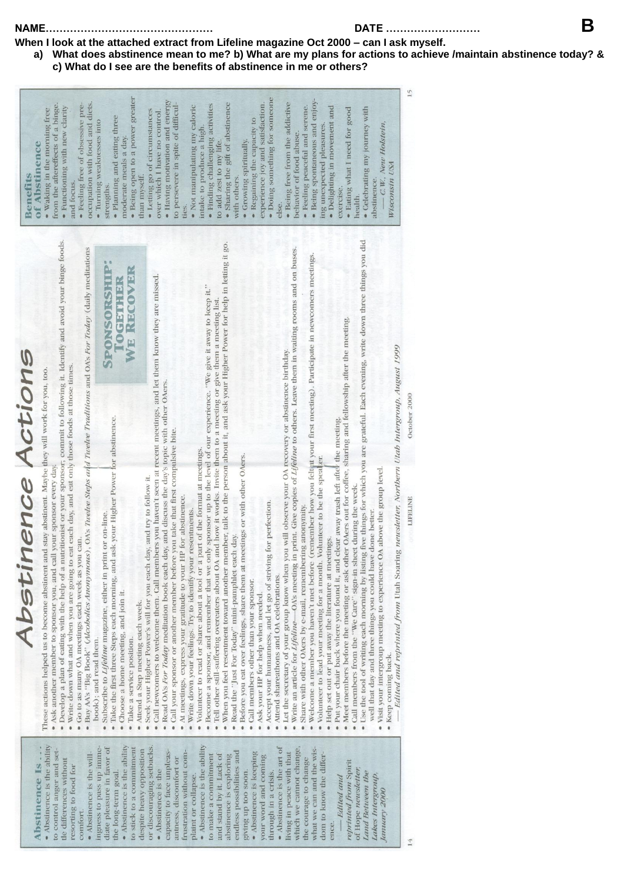NAME……………………………………… DATE ……………………… **B**

**When I look at the attached extract from Lifeline magazine Oct 2000 – can I ask myself.**

a) **What does abstinence mean to me? b) What are my plans for actions to achieve /maintain abstinence today? & c) What do I see are the benefits of abstinence in me or others?**

## Abstinence Is . . .

- Abstinence is the ability to control anger and settle differences without resorting to food for comfort.
- Abstinence is the willingness to pass up immediate pleasure in favor of the long-term goal.
- Abstinence is the ability to stick to a commitment despite heavy opposition or discouraging setbacks.
- Abstinence is the capacity to face unpleasantness, discomfort or frustration without complaint or collapse.
- Abstinence is the ability to make a commitment and stand by it. Lack of abstinence is exploring endless possibilities and giving up too soon.
- Abstinence is keeping your word and coming through in a crisis.
- Abstinence is the art of living in peace with that which we cannot change, the courage to change what we can and the wisdom to know the difference.

— *Edited and reprinted from Spirit of Hope newsletter, Land Between the Lakes Intergroup, January 2000*

# Abstinence Actions

These actions helped us to become abstinent and stay abstinent. Maybe they will work for you, too.

- Ask another member to sponsor you, and call your sponsor every day.
- Develop a plan of eating with the help of a nutritionist or your sponsor; commit to following it. Identify and avoid your binge foods.
- Write down what and when you are going to eat each day, and eat only those foods at those times.
- Go to as many OA meetings each week as you can.
- Buy AA's "Big Book" (*Alcoholics Anonymous*), OA's *Twelve Steps and Twelve Traditions* and OA's *For Today* (daily meditations book); and read them.
- Subscribe to *Lifeline* magazine, either in print or on-line.
- Take the first three Steps each morning, and ask your Higher Power for abstinence.
- Choose a home meeting, and join it.
- Take a service position.
- Attend a Step meeting each week.
- Seek your Higher Power's will for you each day, and try to follow it.
- Call newcomers to welcome them. Call members you haven't seen at recent meetings, and let them know they are missed.
- Read OA's *For Today* meditation book each day, and discuss the day's topic with other OAers.
- Call your sponsor or another member before you take that first compulsive bite.
- At meetings, express your gratitude to your HP for abstinence.
- Write down your feelings. Try to identify your resentments.
- Volunteer to read or share about a tool or a part of the format at meetings.
- Become a sponsor, and remember that we only sponsor up to the level of our experience. "We give it away to keep it."
- Tell other still-suffering overeaters about OA and how it works. Invite them to a meeting or give them a meeting list.
- When you feel resentment toward another member, talk to the person about it, and ask your Higher Power for help in letting it go.
- Read the "Just For Today" mini-pamphlet each day.
- Before you eat over feelings, share them at meetings or with other OAers.
- Call members other than your sponsor.
- Ask your HP for help when needed.
- Accept your humanness, and let go of striving for perfection.
- Attend shareathons and OA celebrations.
- Let the secretary of your group know when you will observe your OA recovery or abstinence birthday.
- Write an article for *Lifeline*—OA's meeting in print. Give copies of *Lifeline* to others. Leave them in waiting rooms and on buses.
- Share with other OAers by e-mail, remembering anonymity.
- Welcome a member you haven't met before (remember how you felt at your first meeting). Participate in newcomers meetings.
- Volunteer to lead your meeting for a month. Volunteer to be the speaker.
- Help set out or put away the literature at meetings.
- Put your chair back where you found it, and clear away trash left after the meeting.
- Meet members before the meeting or ask other OAers out for coffee, sharing and fellowship after the meeting.
- Call members from the "We Care" sign-in sheet during the week.
- Use the tool of writing each morning by listing five things for which you are grateful. Each evening, write down three things you did well that day and three things you could have done better.
- Visit your intergroup meeting to experience OA above the group level.
- Keep coming back.

— *Edited and reprinted from* Utah Soaring *newsletter, Northern Utah Intergroup, August 1999*

**SPONSORSHIP: TOGETHER WE RECOVER**

## Benefits of Abstinence

- Waking in the morning free from the aftereffects of a binge.
- Functioning with new clarity and focus.
- Feeling free of obsessive preoccupation with food and diets.
- Turning weaknesses into strengths.
- Planning and eating three moderate meals a day.
- Being open to a power greater than myself.
- Letting go of circumstances over which I have no control.
- Having motivation and energy to persevere in spite of difficulties.
- Not manipulating my caloric intake to produce a high.
- Finding challenging activities to add zest to my life.
- Sharing the gift of abstinence with others.
- Growing spiritually.
- Regaining the capacity to experience joy and satisfaction.
- Doing something for someone else.
- Being free from the addictive behavior of food abuse.
- Feeling peaceful and serene.
- Being spontaneous and enjoying unexpected pleasures.
- Delighting in movement and exercise.
- Eating what I need for good health.
- Celebrating my journey with abstinence.

— *C.W., New Holstein, Wisconsin USA*